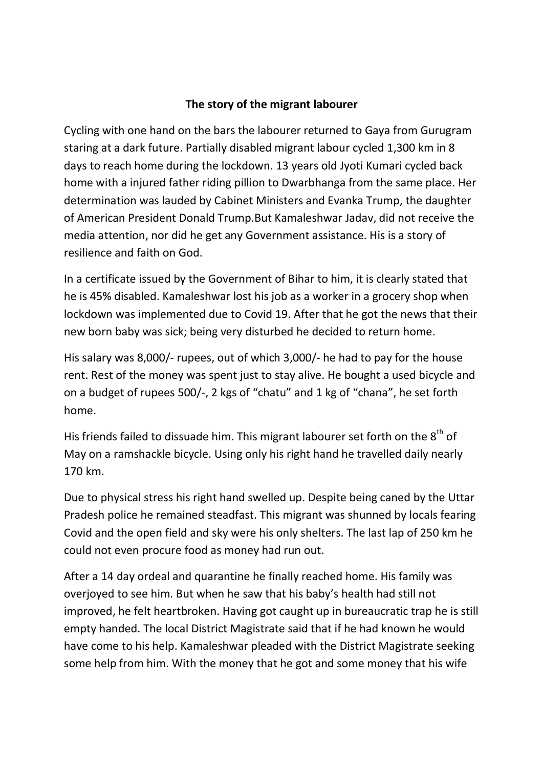**The story of the migrant labourer**

Cycling with one hand on the bars the labourer returned to Gaya from Gurugram staring at a dark future. Partially disabled migrant labour cycled 1,300 km in 8 days to reach home during the lockdown. 13 years old Jyoti Kumari cycled back home with a injured father riding pillion to Dwarbhanga from the same place. Her determination was lauded by Cabinet Ministers and Evanka Trump, the daughter of American President Donald Trump.But Kamaleshwar Jadav, did not receive the media attention, nor did he get any Government assistance. His is a story of resilience and faith on God.

In a certificate issued by the Government of Bihar to him, it is clearly stated that he is 45% disabled. Kamaleshwar lost his job as a worker in a grocery shop when lockdown was implemented due to Covid 19. After that he got the news that their new born baby was sick; being very disturbed he decided to return home.

His salary was 8,000/- rupees, out of which 3,000/- he had to pay for the house rent. Rest of the money was spent just to stay alive. He bought a used bicycle and on a budget of rupees 500/-, 2 kgs of "chatu" and 1 kg of "chana", he set forth home.

His friends failed to dissuade him. This migrant labourer set forth on the 8th of May on a ramshackle bicycle. Using only his right hand he travelled daily nearly 170 km.

Due to physical stress his right hand swelled up. Despite being caned by the Uttar Pradesh police he remained steadfast. This migrant was shunned by locals fearing Covid and the open field and sky were his only shelters. The last lap of 250 km he could not even procure food as money had run out.

After a 14 day ordeal and quarantine he finally reached home. His family was overjoyed to see him. But when he saw that his baby's health had still not improved, he felt heartbroken. Having got caught up in bureaucratic trap he is still empty handed. The local District Magistrate said that if he had known he would have come to his help. Kamaleshwar pleaded with the District Magistrate seeking some help from him. With the money that he got and some money that his wife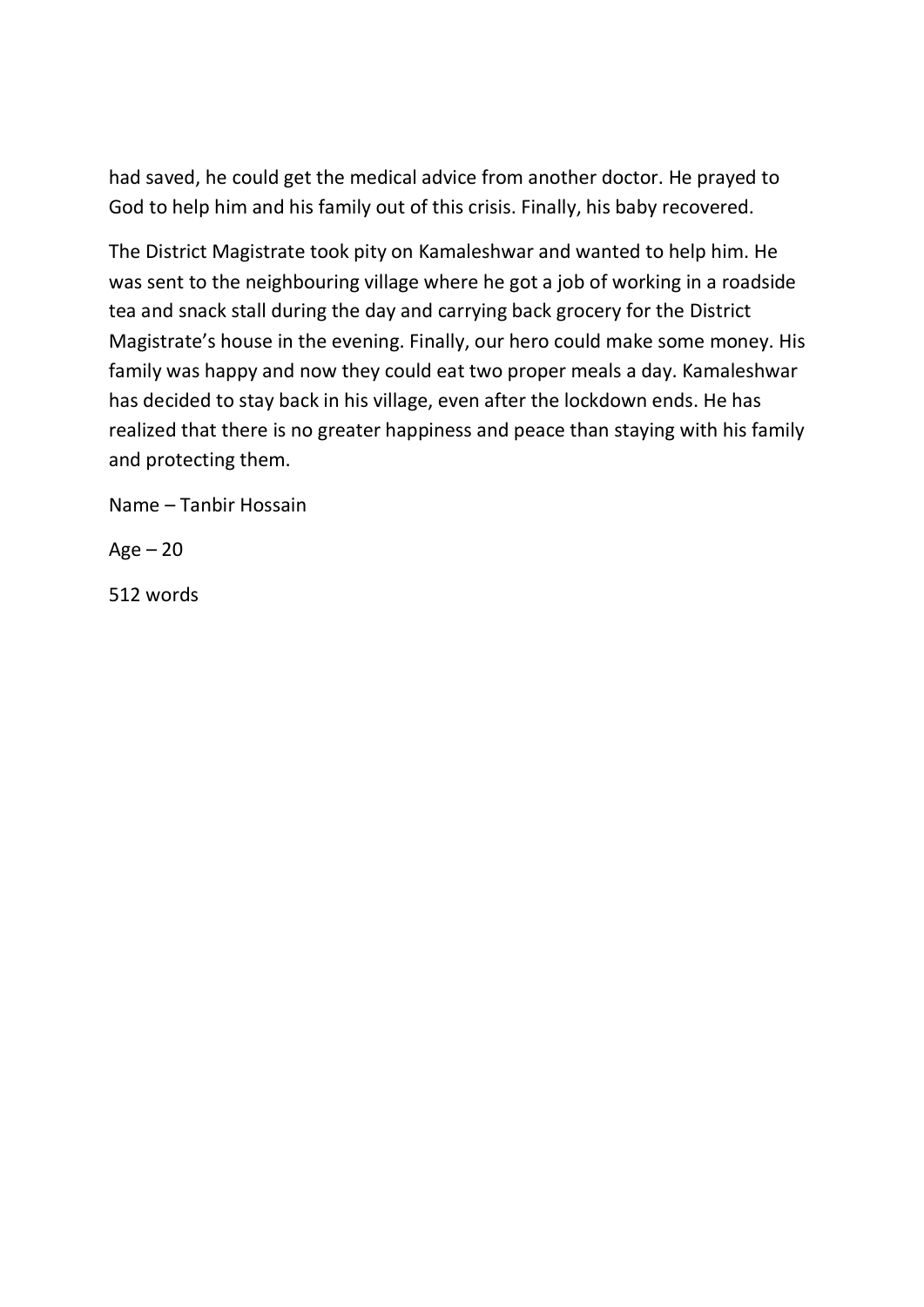had saved, he could get the medical advice from another doctor. He prayed to God to help him and his family out of this crisis. Finally, his baby recovered.

The District Magistrate took pity on Kamaleshwar and wanted to help him. He was sent to the neighbouring village where he got a job of working in a roadside tea and snack stall during the day and carrying back grocery for the District Magistrate's house in the evening. Finally, our hero could make some money. His family was happy and now they could eat two proper meals a day. Kamaleshwar has decided to stay back in his village, even after the lockdown ends. He has realized that there is no greater happiness and peace than staying with his family and protecting them.

Name – Tanbir Hossain

Age – 20

512 words